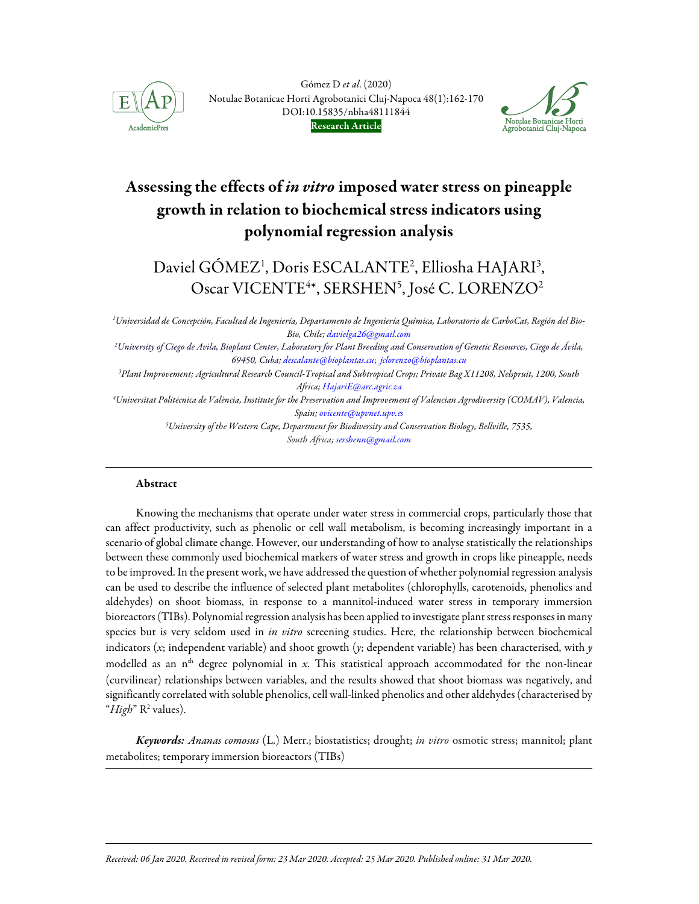# Assessing the effects of *in vitro* imposed water stress on pineapple growth in relation to biochemical stress indicators using polynomial regression analysis

Daniel GÓMEZ[1], Doris ESCALANTE[2], Elliosha HAJARI[3], Oscar VICENTE[4*], SERSHEN[5], José C. LORENZO[2]

[1]*Universidad de Concepción, Facultad de Ingeniería, Departamento de Ingeniería Química, Laboratorio de CarboCat, Región del Bio-Bio, Chile; davielga26@gmail.com*

[2]*University of Ciego de Avila, Bioplant Center, Laboratory for Plant Breeding and Conservation of Genetic Resources, Ciego de Ávila, 69450, Cuba; descalante@bioplantas.cu; jclorenzo@bioplantas.cu*

[3]*Plant Improvement; Agricultural Research Council-Tropical and Subtropical Crops; Private Bag X11208, Nelspruit, 1200, South Africa; HajariE@arc.agric.za*

[4]*Universitat Politècnica de València, Institute for the Preservation and Improvement of Valencian Agrodiversity (COMAV), Valencia, Spain; ovicente@upvnet.upv.es*

[5]*University of the Western Cape, Department for Biodiversity and Conservation Biology, Bellville, 7535, South Africa; sershenn@gmail.com*

## Abstract

Knowing the mechanisms that operate under water stress in commercial crops, particularly those that can affect productivity, such as phenolic or cell wall metabolism, is becoming increasingly important in a scenario of global climate change. However, our understanding of how to analyse statistically the relationships between these commonly used biochemical markers of water stress and growth in crops like pineapple, needs to be improved. In the present work, we have addressed the question of whether polynomial regression analysis can be used to describe the influence of selected plant metabolites (chlorophylls, carotenoids, phenolics and aldehydes) on shoot biomass, in response to a mannitol-induced water stress in temporary immersion bioreactors (TIBs). Polynomial regression analysis has been applied to investigate plant stress responses in many species but is very seldom used in *in vitro* screening studies. Here, the relationship between biochemical indicators ($x$; independent variable) and shoot growth ($y$; dependent variable) has been characterised, with $y$ modelled as an $n^{th}$ degree polynomial in $x$. This statistical approach accommodated for the non-linear (curvilinear) relationships between variables, and the results showed that shoot biomass was negatively, and significantly correlated with soluble phenolics, cell wall-linked phenolics and other aldehydes (characterised by "*High*" $R^2$ values).

***Keywords:*** *Ananas comosus* (L.) Merr.; biostatistics; drought; *in vitro* osmotic stress; mannitol; plant metabolites; temporary immersion bioreactors (TIBs)

*Received: 06 Jan 2020. Received in revised form: 23 Mar 2020. Accepted: 25 Mar 2020. Published online: 31 Mar 2020.*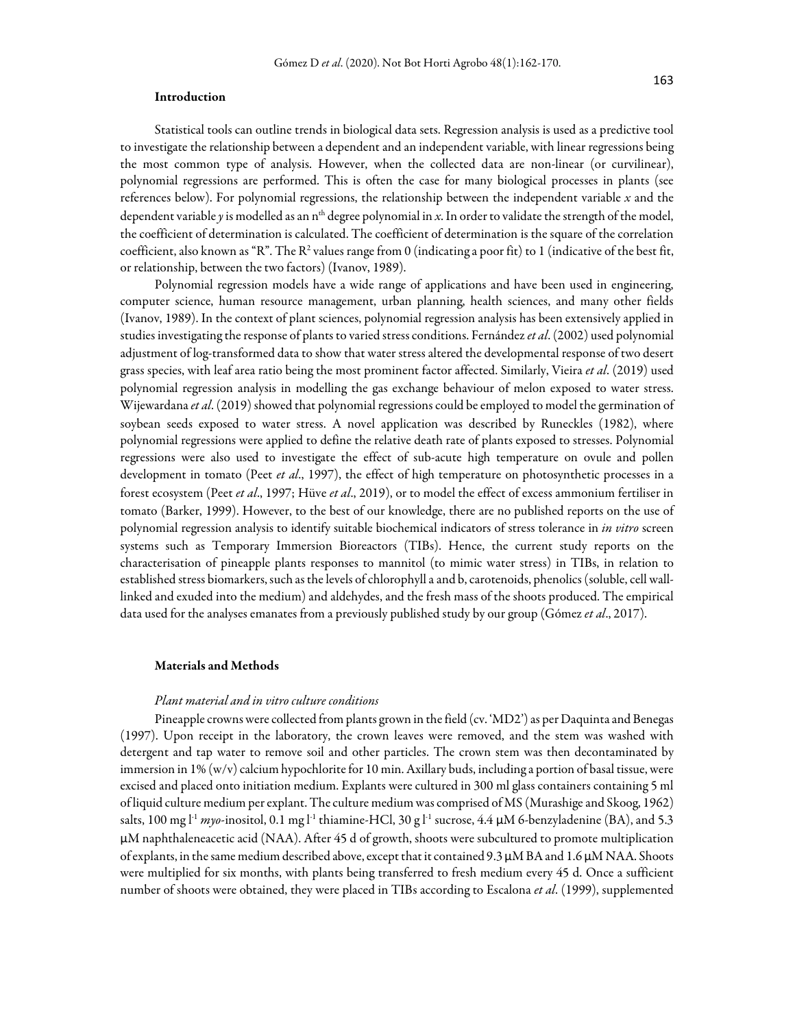## Introduction

Statistical tools can outline trends in biological data sets. Regression analysis is used as a predictive tool to investigate the relationship between a dependent and an independent variable, with linear regressions being the most common type of analysis. However, when the collected data are non-linear (or curvilinear), polynomial regressions are performed. This is often the case for many biological processes in plants (see references below). For polynomial regressions, the relationship between the independent variable $x$ and the dependent variable $y$ is modelled as an $n^{th}$ degree polynomial in $x$. In order to validate the strength of the model, the coefficient of determination is calculated. The coefficient of determination is the square of the correlation coefficient, also known as "R". The $R^2$ values range from 0 (indicating a poor fit) to 1 (indicative of the best fit, or relationship, between the two factors) (Ivanov, 1989).

Polynomial regression models have a wide range of applications and have been used in engineering, computer science, human resource management, urban planning, health sciences, and many other fields (Ivanov, 1989). In the context of plant sciences, polynomial regression analysis has been extensively applied in studies investigating the response of plants to varied stress conditions. Fernández *et al*. (2002) used polynomial adjustment of log-transformed data to show that water stress altered the developmental response of two desert grass species, with leaf area ratio being the most prominent factor affected. Similarly, Vieira *et al*. (2019) used polynomial regression analysis in modelling the gas exchange behaviour of melon exposed to water stress. Wijewardana *et al*. (2019) showed that polynomial regressions could be employed to model the germination of soybean seeds exposed to water stress. A novel application was described by Runeckles (1982), where polynomial regressions were applied to define the relative death rate of plants exposed to stresses. Polynomial regressions were also used to investigate the effect of sub-acute high temperature on ovule and pollen development in tomato (Peet *et al*., 1997), the effect of high temperature on photosynthetic processes in a forest ecosystem (Peet *et al*., 1997; Hüve *et al*., 2019), or to model the effect of excess ammonium fertiliser in tomato (Barker, 1999). However, to the best of our knowledge, there are no published reports on the use of polynomial regression analysis to identify suitable biochemical indicators of stress tolerance in *in vitro* screen systems such as Temporary Immersion Bioreactors (TIBs). Hence, the current study reports on the characterisation of pineapple plants responses to mannitol (to mimic water stress) in TIBs, in relation to established stress biomarkers, such as the levels of chlorophyll a and b, carotenoids, phenolics (soluble, cell wall-linked and exuded into the medium) and aldehydes, and the fresh mass of the shoots produced. The empirical data used for the analyses emanates from a previously published study by our group (Gómez *et al*., 2017).

## Materials and Methods

### *Plant material and in vitro culture conditions*

Pineapple crowns were collected from plants grown in the field (cv. 'MD2') as per Daquinta and Benegas (1997). Upon receipt in the laboratory, the crown leaves were removed, and the stem was washed with detergent and tap water to remove soil and other particles. The crown stem was then decontaminated by immersion in 1% (w/v) calcium hypochlorite for 10 min. Axillary buds, including a portion of basal tissue, were excised and placed onto initiation medium. Explants were cultured in 300 ml glass containers containing 5 ml of liquid culture medium per explant. The culture medium was comprised of MS (Murashige and Skoog, 1962) salts, 100 mg $l^{-1}$ *myo*-inositol, 0.1 mg $l^{-1}$ thiamine-HCl, 30 g $l^{-1}$ sucrose, 4.4 μM 6-benzyladenine (BA), and 5.3 μM naphthaleneacetic acid (NAA). After 45 d of growth, shoots were subcultured to promote multiplication of explants, in the same medium described above, except that it contained 9.3 μM BA and 1.6 μM NAA. Shoots were multiplied for six months, with plants being transferred to fresh medium every 45 d. Once a sufficient number of shoots were obtained, they were placed in TIBs according to Escalona *et al*. (1999), supplemented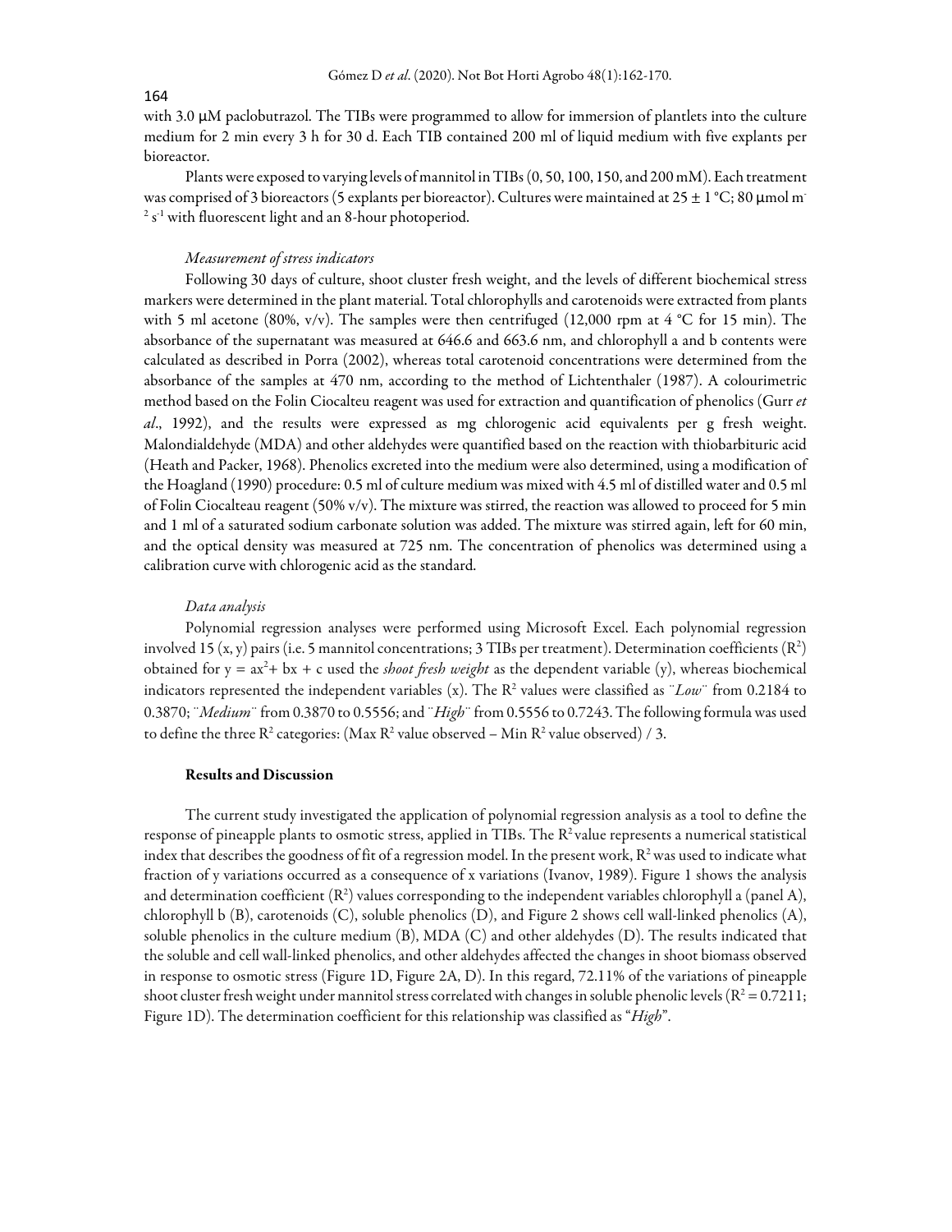with 3.0 μM paclobutrazol. The TIBs were programmed to allow for immersion of plantlets into the culture medium for 2 min every 3 h for 30 d. Each TIB contained 200 ml of liquid medium with five explants per bioreactor.

Plants were exposed to varying levels of mannitol in TIBs (0, 50, 100, 150, and 200 mM). Each treatment was comprised of 3 bioreactors (5 explants per bioreactor). Cultures were maintained at 25 ± 1 °C; 80 μmol $m^{-2}$ $s^{-1}$ with fluorescent light and an 8-hour photoperiod.

### *Measurement of stress indicators*

Following 30 days of culture, shoot cluster fresh weight, and the levels of different biochemical stress markers were determined in the plant material. Total chlorophylls and carotenoids were extracted from plants with 5 ml acetone (80%, v/v). The samples were then centrifuged (12,000 rpm at 4 °C for 15 min). The absorbance of the supernatant was measured at 646.6 and 663.6 nm, and chlorophyll a and b contents were calculated as described in Porra (2002), whereas total carotenoid concentrations were determined from the absorbance of the samples at 470 nm, according to the method of Lichtenthaler (1987). A colourimetric method based on the Folin Ciocalteu reagent was used for extraction and quantification of phenolics (Gurr *et al*., 1992), and the results were expressed as mg chlorogenic acid equivalents per g fresh weight. Malondialdehyde (MDA) and other aldehydes were quantified based on the reaction with thiobarbituric acid (Heath and Packer, 1968). Phenolics excreted into the medium were also determined, using a modification of the Hoagland (1990) procedure: 0.5 ml of culture medium was mixed with 4.5 ml of distilled water and 0.5 ml of Folin Ciocalteau reagent (50% v/v). The mixture was stirred, the reaction was allowed to proceed for 5 min and 1 ml of a saturated sodium carbonate solution was added. The mixture was stirred again, left for 60 min, and the optical density was measured at 725 nm. The concentration of phenolics was determined using a calibration curve with chlorogenic acid as the standard.

### *Data analysis*

Polynomial regression analyses were performed using Microsoft Excel. Each polynomial regression involved 15 (x, y) pairs (i.e. 5 mannitol concentrations; 3 TIBs per treatment). Determination coefficients ($R^2$) obtained for $y = ax^2 + bx + c$ used the *shoot fresh weight* as the dependent variable (y), whereas biochemical indicators represented the independent variables (x). The $R^2$ values were classified as ¨*Low*¨ from 0.2184 to 0.3870; ¨*Medium*¨ from 0.3870 to 0.5556; and ¨*High*¨ from 0.5556 to 0.7243. The following formula was used to define the three $R^2$ categories: (Max $R^2$ value observed – Min $R^2$ value observed) / 3.

## Results and Discussion

The current study investigated the application of polynomial regression analysis as a tool to define the response of pineapple plants to osmotic stress, applied in TIBs. The $R^2$ value represents a numerical statistical index that describes the goodness of fit of a regression model. In the present work, $R^2$ was used to indicate what fraction of y variations occurred as a consequence of x variations (Ivanov, 1989). Figure 1 shows the analysis and determination coefficient ($R^2$) values corresponding to the independent variables chlorophyll a (panel A), chlorophyll b (B), carotenoids (C), soluble phenolics (D), and Figure 2 shows cell wall-linked phenolics (A), soluble phenolics in the culture medium (B), MDA (C) and other aldehydes (D). The results indicated that the soluble and cell wall-linked phenolics, and other aldehydes affected the changes in shoot biomass observed in response to osmotic stress (Figure 1D, Figure 2A, D). In this regard, 72.11% of the variations of pineapple shoot cluster fresh weight under mannitol stress correlated with changes in soluble phenolic levels ($R^2 = 0.7211$; Figure 1D). The determination coefficient for this relationship was classified as "*High*".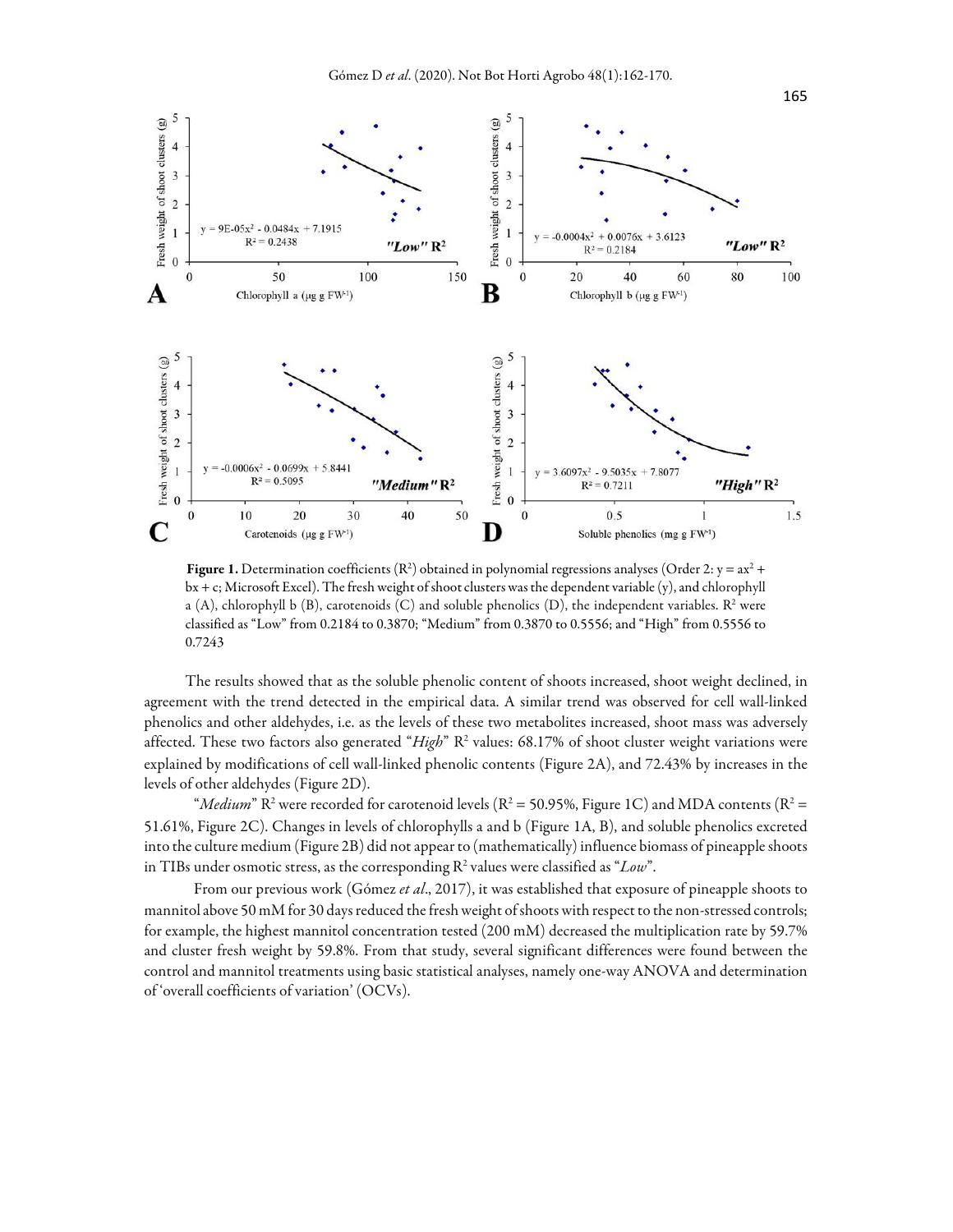**Figure 1.** Determination coefficients ($R^2$) obtained in polynomial regressions analyses (Order 2: $y = ax^2 + bx + c$; Microsoft Excel). The fresh weight of shoot clusters was the dependent variable (y), and chlorophyll a (A), chlorophyll b (B), carotenoids (C) and soluble phenolics (D), the independent variables. $R^2$ were classified as "Low" from 0.2184 to 0.3870; "Medium" from 0.3870 to 0.5556; and "High" from 0.5556 to 0.7243

The results showed that as the soluble phenolic content of shoots increased, shoot weight declined, in agreement with the trend detected in the empirical data. A similar trend was observed for cell wall-linked phenolics and other aldehydes, i.e. as the levels of these two metabolites increased, shoot mass was adversely affected. These two factors also generated "*High*" $R^2$ values: 68.17% of shoot cluster weight variations were explained by modifications of cell wall-linked phenolic contents (Figure 2A), and 72.43% by increases in the levels of other aldehydes (Figure 2D).

"*Medium*" $R^2$ were recorded for carotenoid levels ($R^2 = 50.95\%$, Figure 1C) and MDA contents ($R^2 = 51.61\%$, Figure 2C). Changes in levels of chlorophylls a and b (Figure 1A, B), and soluble phenolics excreted into the culture medium (Figure 2B) did not appear to (mathematically) influence biomass of pineapple shoots in TIBs under osmotic stress, as the corresponding $R^2$ values were classified as "*Low*".

From our previous work (Gómez *et al*., 2017), it was established that exposure of pineapple shoots to mannitol above 50 mM for 30 days reduced the fresh weight of shoots with respect to the non-stressed controls; for example, the highest mannitol concentration tested (200 mM) decreased the multiplication rate by 59.7% and cluster fresh weight by 59.8%. From that study, several significant differences were found between the control and mannitol treatments using basic statistical analyses, namely one-way ANOVA and determination of 'overall coefficients of variation' (OCVs).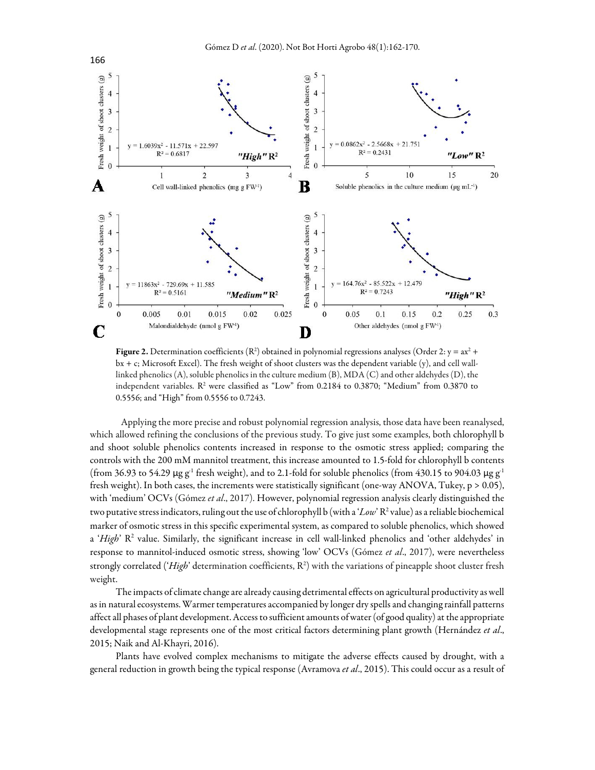**Figure 2.** Determination coefficients ($R^2$) obtained in polynomial regressions analyses (Order 2: $y = ax^2 + bx + c$; Microsoft Excel). The fresh weight of shoot clusters was the dependent variable (y), and cell wall-linked phenolics (A), soluble phenolics in the culture medium (B), MDA (C) and other aldehydes (D), the independent variables. $R^2$ were classified as "Low" from 0.2184 to 0.3870; "Medium" from 0.3870 to 0.5556; and "High" from 0.5556 to 0.7243.

Applying the more precise and robust polynomial regression analysis, those data have been reanalysed, which allowed refining the conclusions of the previous study. To give just some examples, both chlorophyll b and shoot soluble phenolics contents increased in response to the osmotic stress applied; comparing the controls with the 200 mM mannitol treatment, this increase amounted to 1.5-fold for chlorophyll b contents (from 36.93 to 54.29 μg g$^{-1}$ fresh weight), and to 2.1-fold for soluble phenolics (from 430.15 to 904.03 μg g$^{-1}$ fresh weight). In both cases, the increments were statistically significant (one-way ANOVA, Tukey, $p > 0.05$), with 'medium' OCVs (Gómez *et al*., 2017). However, polynomial regression analysis clearly distinguished the two putative stress indicators, ruling out the use of chlorophyll b (with a '*Low*' $R^2$ value) as a reliable biochemical marker of osmotic stress in this specific experimental system, as compared to soluble phenolics, which showed a '*High*' $R^2$ value. Similarly, the significant increase in cell wall-linked phenolics and 'other aldehydes' in response to mannitol-induced osmotic stress, showing 'low' OCVs (Gómez *et al*., 2017), were nevertheless strongly correlated ('*High*' determination coefficients, $R^2$) with the variations of pineapple shoot cluster fresh weight.

The impacts of climate change are already causing detrimental effects on agricultural productivity as well as in natural ecosystems. Warmer temperatures accompanied by longer dry spells and changing rainfall patterns affect all phases of plant development. Access to sufficient amounts of water (of good quality) at the appropriate developmental stage represents one of the most critical factors determining plant growth (Hernández *et al*., 2015; Naik and Al-Khayri, 2016).

Plants have evolved complex mechanisms to mitigate the adverse effects caused by drought, with a general reduction in growth being the typical response (Avramova *et al*., 2015). This could occur as a result of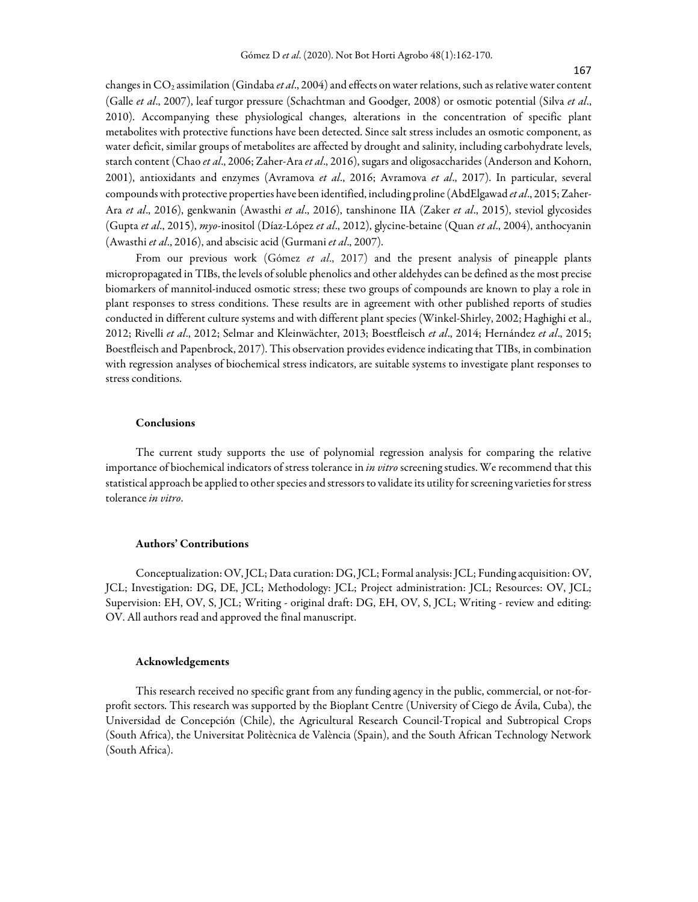changes in $CO_2$ assimilation (Gindaba *et al*., 2004) and effects on water relations, such as relative water content (Galle *et al*., 2007), leaf turgor pressure (Schachtman and Goodger, 2008) or osmotic potential (Silva *et al*., 2010). Accompanying these physiological changes, alterations in the concentration of specific plant metabolites with protective functions have been detected. Since salt stress includes an osmotic component, as water deficit, similar groups of metabolites are affected by drought and salinity, including carbohydrate levels, starch content (Chao *et al*., 2006; Zaher-Ara *et al*., 2016), sugars and oligosaccharides (Anderson and Kohorn, 2001), antioxidants and enzymes (Avramova *et al*., 2016; Avramova *et al*., 2017). In particular, several compounds with protective properties have been identified, including proline (AbdElgawad *et al*., 2015; Zaher-Ara *et al*., 2016), genkwanin (Awasthi *et al*., 2016), tanshinone IIA (Zaker *et al*., 2015), steviol glycosides (Gupta *et al*., 2015), *myo*-inositol (Díaz-López *et al*., 2012), glycine-betaine (Quan *et al*., 2004), anthocyanin (Awasthi *et al*., 2016), and abscisic acid (Gurmani *et al*., 2007).

From our previous work (Gómez *et al*., 2017) and the present analysis of pineapple plants micropropagated in TIBs, the levels of soluble phenolics and other aldehydes can be defined as the most precise biomarkers of mannitol-induced osmotic stress; these two groups of compounds are known to play a role in plant responses to stress conditions. These results are in agreement with other published reports of studies conducted in different culture systems and with different plant species (Winkel-Shirley, 2002; Haghighi et al., 2012; Rivelli *et al*., 2012; Selmar and Kleinwächter, 2013; Boestfleisch *et al*., 2014; Hernández *et al*., 2015; Boestfleisch and Papenbrock, 2017). This observation provides evidence indicating that TIBs, in combination with regression analyses of biochemical stress indicators, are suitable systems to investigate plant responses to stress conditions.

## Conclusions

The current study supports the use of polynomial regression analysis for comparing the relative importance of biochemical indicators of stress tolerance in *in vitro* screening studies. We recommend that this statistical approach be applied to other species and stressors to validate its utility for screening varieties for stress tolerance *in vitro*.

## Authors' Contributions

Conceptualization: OV, JCL; Data curation: DG, JCL; Formal analysis: JCL; Funding acquisition: OV, JCL; Investigation: DG, DE, JCL; Methodology: JCL; Project administration: JCL; Resources: OV, JCL; Supervision: EH, OV, S, JCL; Writing - original draft: DG, EH, OV, S, JCL; Writing - review and editing: OV. All authors read and approved the final manuscript.

## Acknowledgements

This research received no specific grant from any funding agency in the public, commercial, or not-for-profit sectors. This research was supported by the Bioplant Centre (University of Ciego de Ávila, Cuba), the Universidad de Concepción (Chile), the Agricultural Research Council-Tropical and Subtropical Crops (South Africa), the Universitat Politècnica de València (Spain), and the South African Technology Network (South Africa).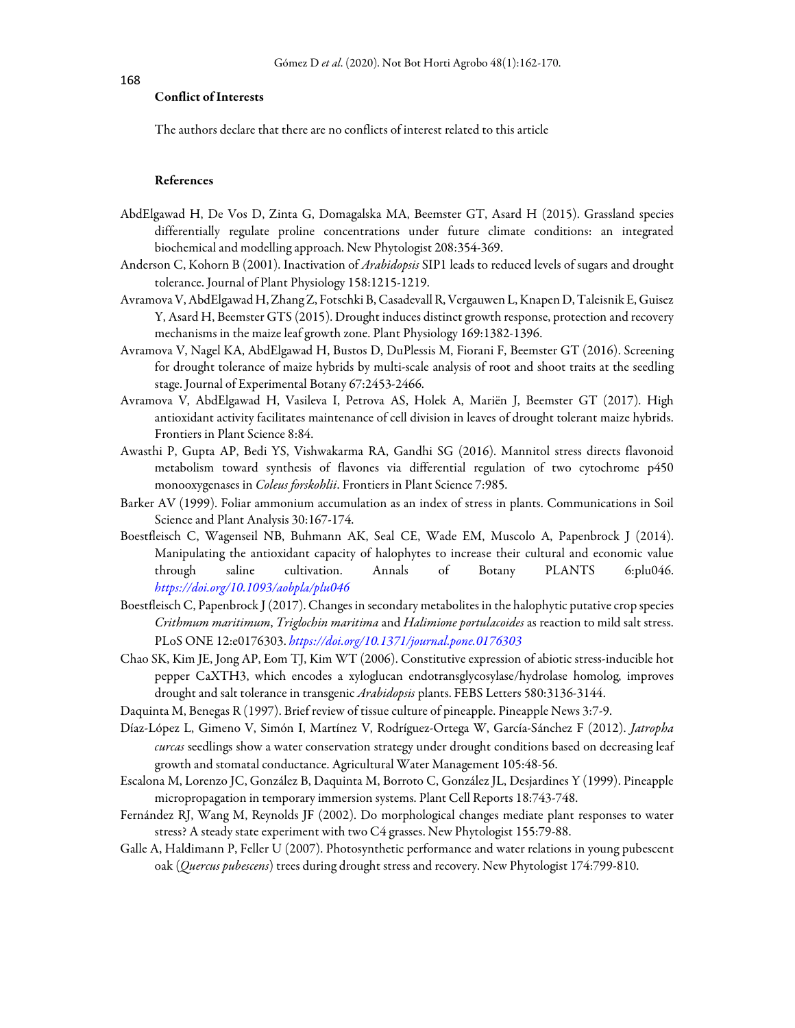## Conflict of Interests

The authors declare that there are no conflicts of interest related to this article

## References

AbdElgawad H, De Vos D, Zinta G, Domagalska MA, Beemster GT, Asard H (2015). Grassland species differentially regulate proline concentrations under future climate conditions: an integrated biochemical and modelling approach. New Phytologist 208:354-369.

Anderson C, Kohorn B (2001). Inactivation of *Arabidopsis* SIP1 leads to reduced levels of sugars and drought tolerance. Journal of Plant Physiology 158:1215-1219.

Avramova V, AbdElgawad H, Zhang Z, Fotschki B, Casadevall R, Vergauwen L, Knapen D, Taleisnik E, Guisez Y, Asard H, Beemster GTS (2015). Drought induces distinct growth response, protection and recovery mechanisms in the maize leaf growth zone. Plant Physiology 169:1382-1396.

Avramova V, Nagel KA, AbdElgawad H, Bustos D, DuPlessis M, Fiorani F, Beemster GT (2016). Screening for drought tolerance of maize hybrids by multi-scale analysis of root and shoot traits at the seedling stage. Journal of Experimental Botany 67:2453-2466.

Avramova V, AbdElgawad H, Vasileva I, Petrova AS, Holek A, Mariën J, Beemster GT (2017). High antioxidant activity facilitates maintenance of cell division in leaves of drought tolerant maize hybrids. Frontiers in Plant Science 8:84.

Awasthi P, Gupta AP, Bedi YS, Vishwakarma RA, Gandhi SG (2016). Mannitol stress directs flavonoid metabolism toward synthesis of flavones via differential regulation of two cytochrome p450 monooxygenases in *Coleus forskohlii*. Frontiers in Plant Science 7:985.

Barker AV (1999). Foliar ammonium accumulation as an index of stress in plants. Communications in Soil Science and Plant Analysis 30:167-174.

Boestfleisch C, Wagenseil NB, Buhmann AK, Seal CE, Wade EM, Muscolo A, Papenbrock J (2014). Manipulating the antioxidant capacity of halophytes to increase their cultural and economic value through saline cultivation. Annals of Botany PLANTS 6:plu046. https://doi.org/10.1093/aobpla/plu046

Boestfleisch C, Papenbrock J (2017). Changes in secondary metabolites in the halophytic putative crop species *Crithmum maritimum*, *Triglochin maritima* and *Halimione portulacoides* as reaction to mild salt stress. PLoS ONE 12:e0176303. https://doi.org/10.1371/journal.pone.0176303

Chao SK, Kim JE, Jong AP, Eom TJ, Kim WT (2006). Constitutive expression of abiotic stress-inducible hot pepper CaXTH3, which encodes a xyloglucan endotransglycosylase/hydrolase homolog, improves drought and salt tolerance in transgenic *Arabidopsis* plants. FEBS Letters 580:3136-3144.

Daquinta M, Benegas R (1997). Brief review of tissue culture of pineapple. Pineapple News 3:7-9.

Díaz-López L, Gimeno V, Simón I, Martínez V, Rodríguez-Ortega W, García-Sánchez F (2012). *Jatropha curcas* seedlings show a water conservation strategy under drought conditions based on decreasing leaf growth and stomatal conductance. Agricultural Water Management 105:48-56.

Escalona M, Lorenzo JC, González B, Daquinta M, Borroto C, González JL, Desjardines Y (1999). Pineapple micropropagation in temporary immersion systems. Plant Cell Reports 18:743-748.

Fernández RJ, Wang M, Reynolds JF (2002). Do morphological changes mediate plant responses to water stress? A steady state experiment with two C4 grasses. New Phytologist 155:79-88.

Galle A, Haldimann P, Feller U (2007). Photosynthetic performance and water relations in young pubescent oak (*Quercus pubescens*) trees during drought stress and recovery. New Phytologist 174:799-810.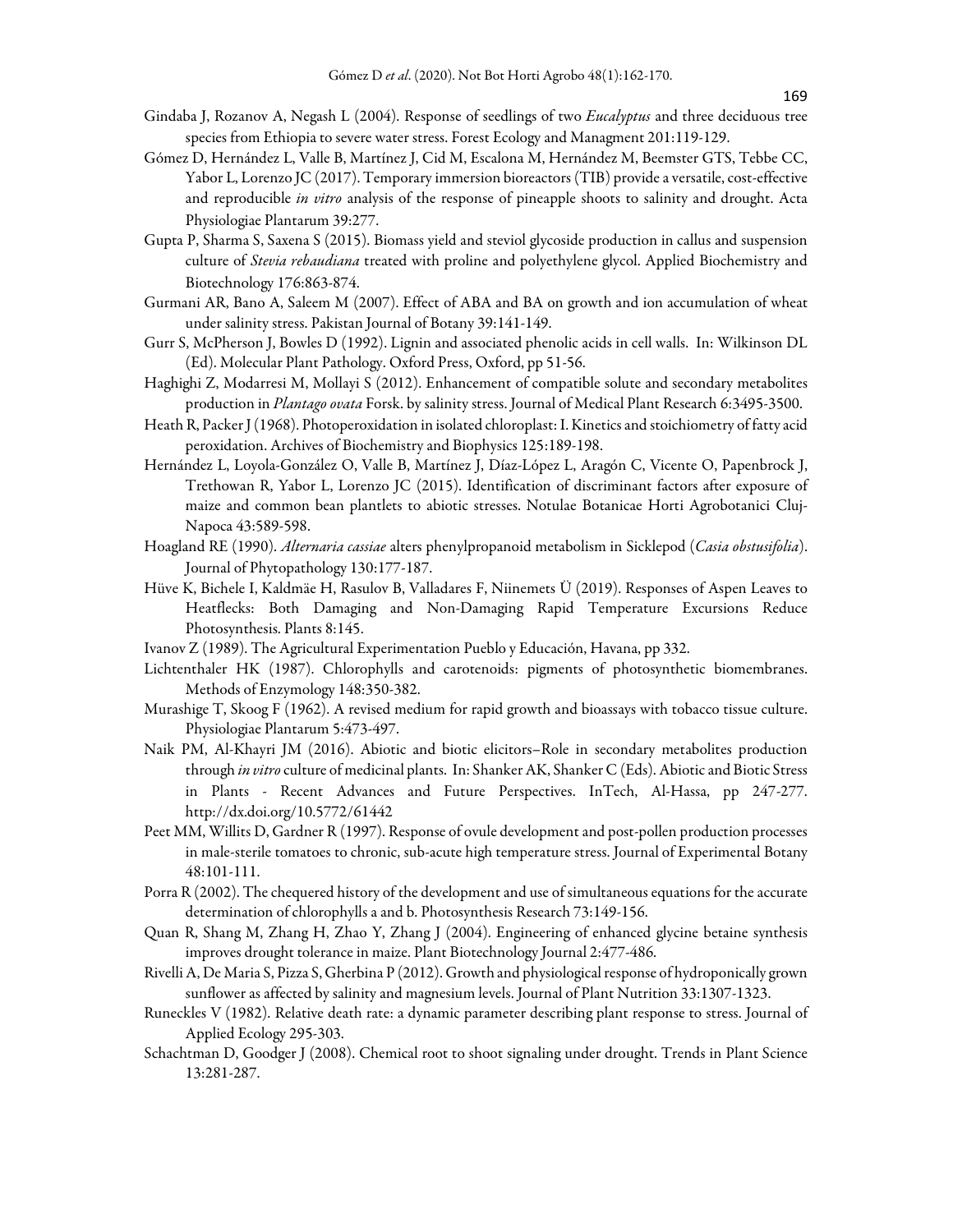Gindaba J, Rozanov A, Negash L (2004). Response of seedlings of two *Eucalyptus* and three deciduous tree species from Ethiopia to severe water stress. Forest Ecology and Managment 201:119-129.

Gómez D, Hernández L, Valle B, Martínez J, Cid M, Escalona M, Hernández M, Beemster GTS, Tebbe CC, Yabor L, Lorenzo JC (2017). Temporary immersion bioreactors (TIB) provide a versatile, cost-effective and reproducible *in vitro* analysis of the response of pineapple shoots to salinity and drought. Acta Physiologiae Plantarum 39:277.

Gupta P, Sharma S, Saxena S (2015). Biomass yield and steviol glycoside production in callus and suspension culture of *Stevia rebaudiana* treated with proline and polyethylene glycol. Applied Biochemistry and Biotechnology 176:863-874.

Gurmani AR, Bano A, Saleem M (2007). Effect of ABA and BA on growth and ion accumulation of wheat under salinity stress. Pakistan Journal of Botany 39:141-149.

Gurr S, McPherson J, Bowles D (1992). Lignin and associated phenolic acids in cell walls. In: Wilkinson DL (Ed). Molecular Plant Pathology. Oxford Press, Oxford, pp 51-56.

Haghighi Z, Modarresi M, Mollayi S (2012). Enhancement of compatible solute and secondary metabolites production in *Plantago ovata* Forsk. by salinity stress. Journal of Medical Plant Research 6:3495-3500.

Heath R, Packer J (1968). Photoperoxidation in isolated chloroplast: I. Kinetics and stoichiometry of fatty acid peroxidation. Archives of Biochemistry and Biophysics 125:189-198.

Hernández L, Loyola-González O, Valle B, Martínez J, Díaz-López L, Aragón C, Vicente O, Papenbrock J, Trethowan R, Yabor L, Lorenzo JC (2015). Identification of discriminant factors after exposure of maize and common bean plantlets to abiotic stresses. Notulae Botanicae Horti Agrobotanici Cluj-Napoca 43:589-598.

Hoagland RE (1990). *Alternaria cassiae* alters phenylpropanoid metabolism in Sicklepod (*Casia obstusifolia*). Journal of Phytopathology 130:177-187.

Hüve K, Bichele I, Kaldmäe H, Rasulov B, Valladares F, Niinemets Ü (2019). Responses of Aspen Leaves to Heatflecks: Both Damaging and Non-Damaging Rapid Temperature Excursions Reduce Photosynthesis. Plants 8:145.

Ivanov Z (1989). The Agricultural Experimentation Pueblo y Educación, Havana, pp 332.

Lichtenthaler HK (1987). Chlorophylls and carotenoids: pigments of photosynthetic biomembranes. Methods of Enzymology 148:350-382.

Murashige T, Skoog F (1962). A revised medium for rapid growth and bioassays with tobacco tissue culture. Physiologiae Plantarum 5:473-497.

Naik PM, Al-Khayri JM (2016). Abiotic and biotic elicitors–Role in secondary metabolites production through *in vitro* culture of medicinal plants. In: Shanker AK, Shanker C (Eds). Abiotic and Biotic Stress in Plants - Recent Advances and Future Perspectives. InTech, Al-Hassa, pp 247-277. http://dx.doi.org/10.5772/61442

Peet MM, Willits D, Gardner R (1997). Response of ovule development and post-pollen production processes in male-sterile tomatoes to chronic, sub-acute high temperature stress. Journal of Experimental Botany 48:101-111.

Porra R (2002). The chequered history of the development and use of simultaneous equations for the accurate determination of chlorophylls a and b. Photosynthesis Research 73:149-156.

Quan R, Shang M, Zhang H, Zhao Y, Zhang J (2004). Engineering of enhanced glycine betaine synthesis improves drought tolerance in maize. Plant Biotechnology Journal 2:477-486.

Rivelli A, De Maria S, Pizza S, Gherbina P (2012). Growth and physiological response of hydroponically grown sunflower as affected by salinity and magnesium levels. Journal of Plant Nutrition 33:1307-1323.

Runeckles V (1982). Relative death rate: a dynamic parameter describing plant response to stress. Journal of Applied Ecology 295-303.

Schachtman D, Goodger J (2008). Chemical root to shoot signaling under drought. Trends in Plant Science 13:281-287.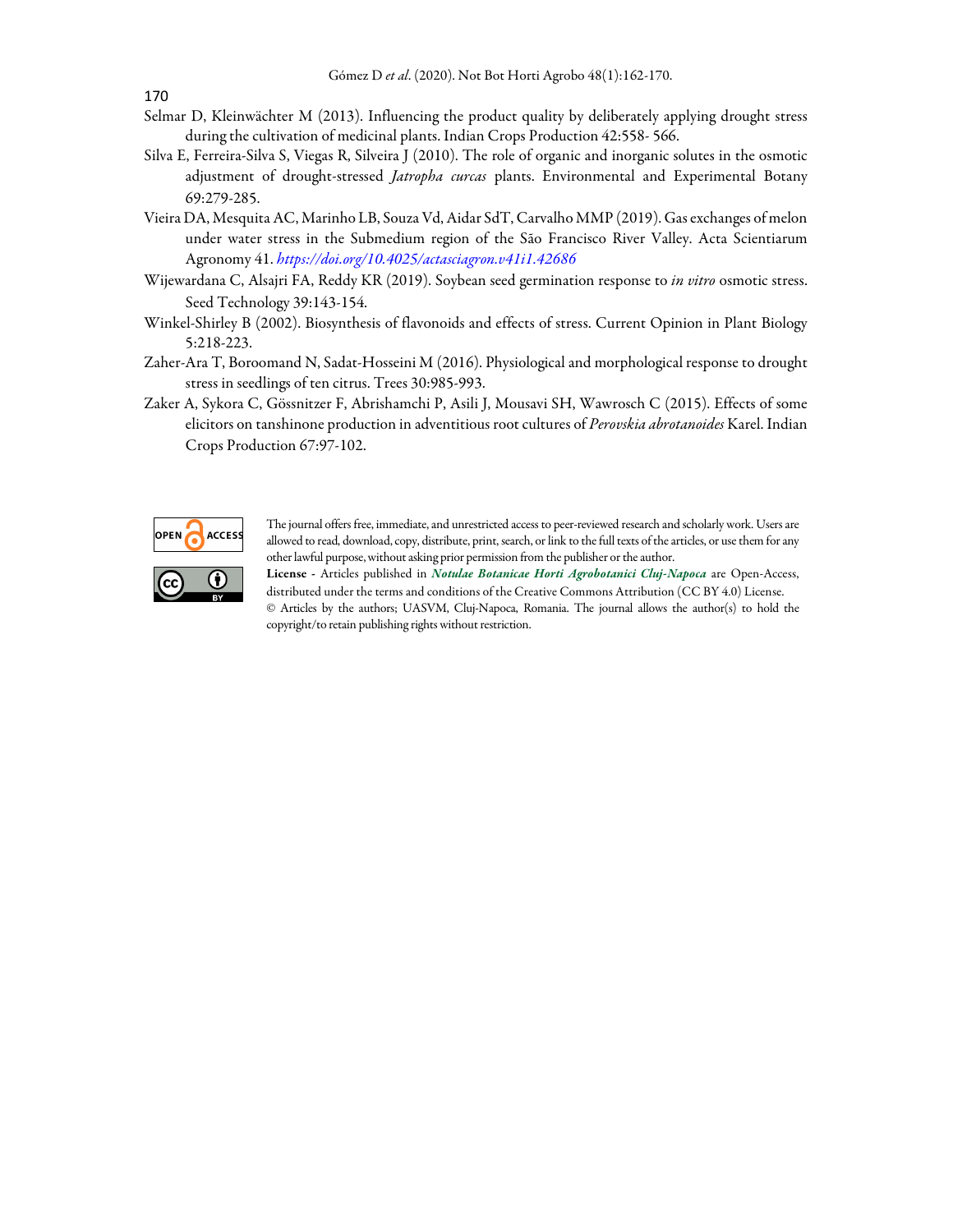Selmar D, Kleinwächter M (2013). Influencing the product quality by deliberately applying drought stress during the cultivation of medicinal plants. Indian Crops Production 42:558- 566.

Silva E, Ferreira-Silva S, Viegas R, Silveira J (2010). The role of organic and inorganic solutes in the osmotic adjustment of drought-stressed *Jatropha curcas* plants. Environmental and Experimental Botany 69:279-285.

Vieira DA, Mesquita AC, Marinho LB, Souza Vd, Aidar SdT, Carvalho MMP (2019). Gas exchanges of melon under water stress in the Submedium region of the São Francisco River Valley. Acta Scientiarum Agronomy 41. *https://doi.org/10.4025/actasciagron.v41i1.42686*

Wijewardana C, Alsajri FA, Reddy KR (2019). Soybean seed germination response to *in vitro* osmotic stress. Seed Technology 39:143-154.

Winkel-Shirley B (2002). Biosynthesis of flavonoids and effects of stress. Current Opinion in Plant Biology 5:218-223.

Zaher-Ara T, Boroomand N, Sadat-Hosseini M (2016). Physiological and morphological response to drought stress in seedlings of ten citrus. Trees 30:985-993.

Zaker A, Sykora C, Gössnitzer F, Abrishamchi P, Asili J, Mousavi SH, Wawrosch C (2015). Effects of some elicitors on tanshinone production in adventitious root cultures of *Perovskia abrotanoides* Karel. Indian Crops Production 67:97-102.

OPEN ACCESS

The journal offers free, immediate, and unrestricted access to peer-reviewed research and scholarly work. Users are allowed to read, download, copy, distribute, print, search, or link to the full texts of the articles, or use them for any other lawful purpose, without asking prior permission from the publisher or the author.

**License** - Articles published in ***Notulae Botanicae Horti Agrobotanici Cluj-Napoca*** are Open-Access, distributed under the terms and conditions of the Creative Commons Attribution (CC BY 4.0) License.
© Articles by the authors; UASVM, Cluj-Napoca, Romania. The journal allows the author(s) to hold the copyright/to retain publishing rights without restriction.